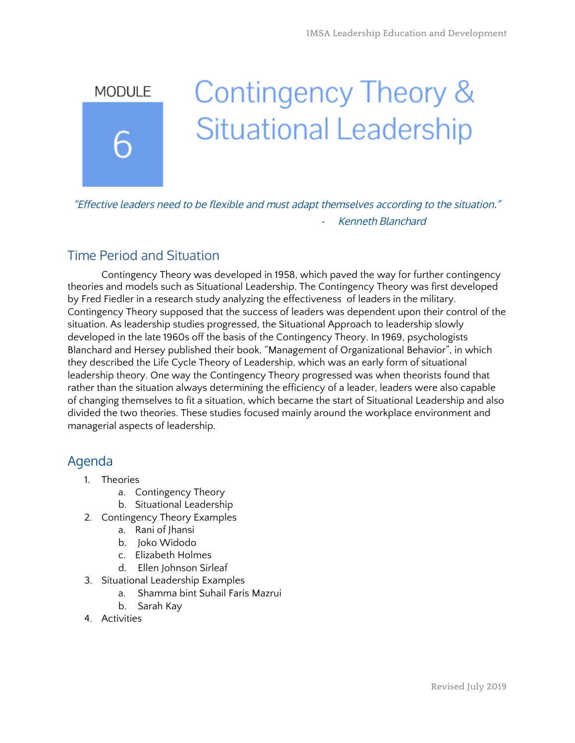MODULE

6

# Contingency Theory & Situational Leadership

*"Effective leaders need to be flexible and must adapt themselves according to the situation."*

*- Kenneth Blanchard*

## Time Period and Situation

Contingency Theory was developed in 1958, which paved the way for further contingency theories and models such as Situational Leadership. The Contingency Theory was first developed by Fred Fiedler in a research study analyzing the effectiveness of leaders in the military. Contingency Theory supposed that the success of leaders was dependent upon their control of the situation. As leadership studies progressed, the Situational Approach to leadership slowly developed in the late 1960s off the basis of the Contingency Theory. In 1969, psychologists Blanchard and Hersey published their book, "Management of Organizational Behavior", in which they described the Life Cycle Theory of Leadership, which was an early form of situational leadership theory. One way the Contingency Theory progressed was when theorists found that rather than the situation always determining the efficiency of a leader, leaders were also capable of changing themselves to fit a situation, which became the start of Situational Leadership and also divided the two theories. These studies focused mainly around the workplace environment and managerial aspects of leadership.

## Agenda

1. Theories
   a. Contingency Theory
   b. Situational Leadership
2. Contingency Theory Examples
   a. Rani of Jhansi
   b. Joko Widodo
   c. Elizabeth Holmes
   d. Ellen Johnson Sirleaf
3. Situational Leadership Examples
   a. Shamma bint Suhail Faris Mazrui
   b. Sarah Kay
4. Activities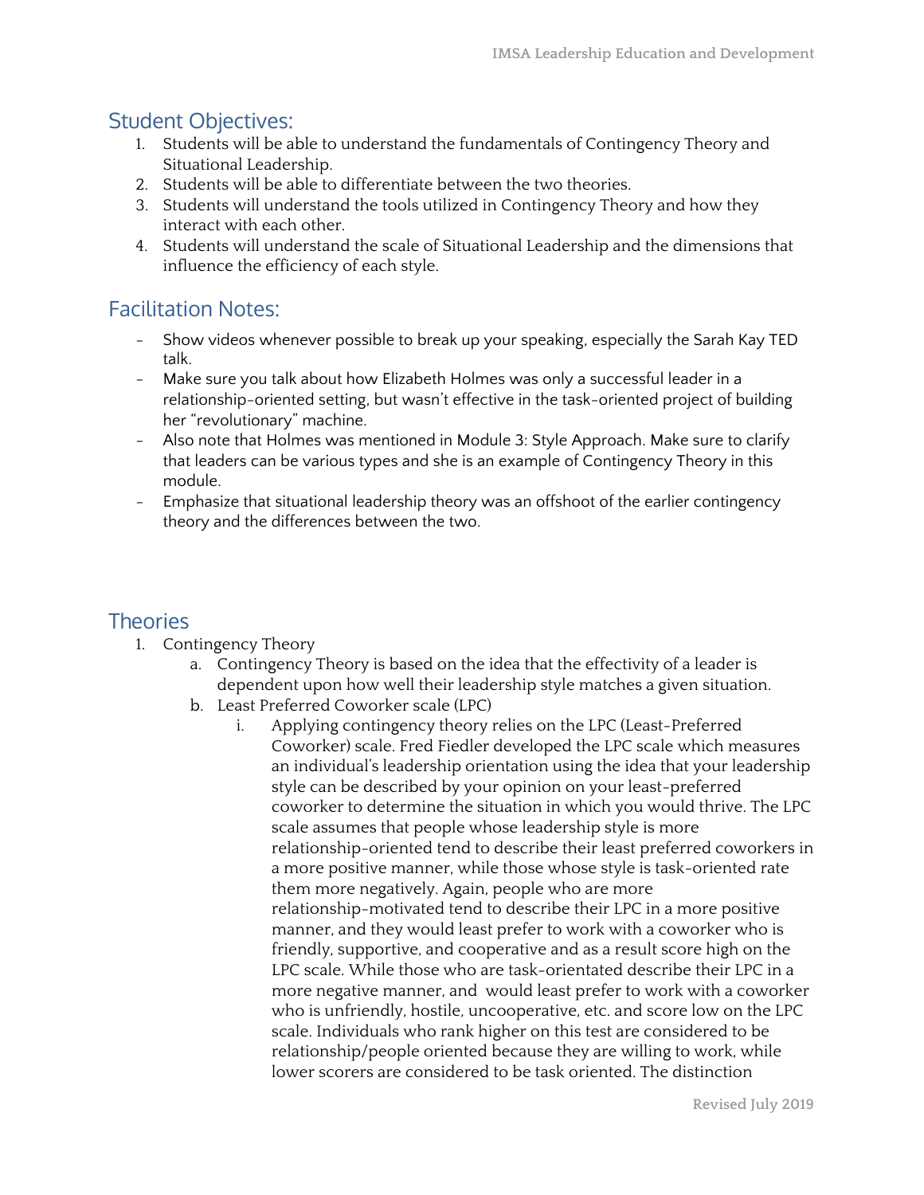## Student Objectives:

1. Students will be able to understand the fundamentals of Contingency Theory and Situational Leadership.
2. Students will be able to differentiate between the two theories.
3. Students will understand the tools utilized in Contingency Theory and how they interact with each other.
4. Students will understand the scale of Situational Leadership and the dimensions that influence the efficiency of each style.

## Facilitation Notes:

- Show videos whenever possible to break up your speaking, especially the Sarah Kay TED talk.
- Make sure you talk about how Elizabeth Holmes was only a successful leader in a relationship-oriented setting, but wasn't effective in the task-oriented project of building her "revolutionary" machine.
- Also note that Holmes was mentioned in Module 3: Style Approach. Make sure to clarify that leaders can be various types and she is an example of Contingency Theory in this module.
- Emphasize that situational leadership theory was an offshoot of the earlier contingency theory and the differences between the two.

## Theories

1. Contingency Theory
   a. Contingency Theory is based on the idea that the effectivity of a leader is dependent upon how well their leadership style matches a given situation.
   b. Least Preferred Coworker scale (LPC)
      i. Applying contingency theory relies on the LPC (Least-Preferred Coworker) scale. Fred Fiedler developed the LPC scale which measures an individual's leadership orientation using the idea that your leadership style can be described by your opinion on your least-preferred coworker to determine the situation in which you would thrive. The LPC scale assumes that people whose leadership style is more relationship-oriented tend to describe their least preferred coworkers in a more positive manner, while those whose style is task-oriented rate them more negatively. Again, people who are more relationship-motivated tend to describe their LPC in a more positive manner, and they would least prefer to work with a coworker who is friendly, supportive, and cooperative and as a result score high on the LPC scale. While those who are task-orientated describe their LPC in a more negative manner, and would least prefer to work with a coworker who is unfriendly, hostile, uncooperative, etc. and score low on the LPC scale. Individuals who rank higher on this test are considered to be relationship/people oriented because they are willing to work, while lower scorers are considered to be task oriented. The distinction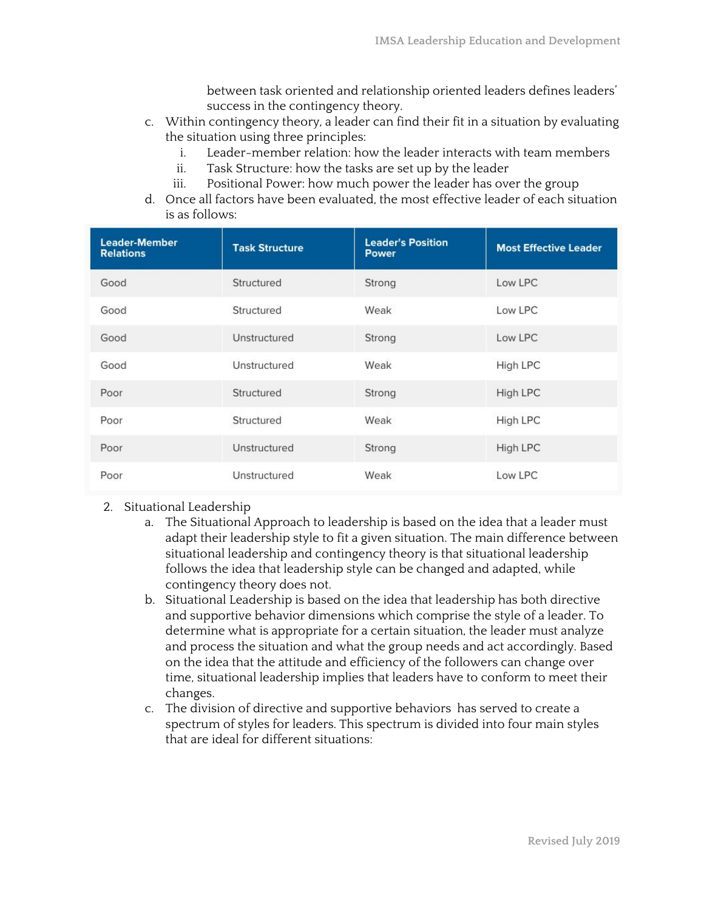between task oriented and relationship oriented leaders defines leaders' success in the contingency theory.

c. Within contingency theory, a leader can find their fit in a situation by evaluating the situation using three principles:
    i. Leader-member relation: how the leader interacts with team members
    ii. Task Structure: how the tasks are set up by the leader
    iii. Positional Power: how much power the leader has over the group

d. Once all factors have been evaluated, the most effective leader of each situation is as follows:

| Leader-Member Relations | Task Structure | Leader's Position Power | Most Effective Leader |
|---|---|---|---|
| Good | Structured | Strong | Low LPC |
| Good | Structured | Weak | Low LPC |
| Good | Unstructured | Strong | Low LPC |
| Good | Unstructured | Weak | High LPC |
| Poor | Structured | Strong | High LPC |
| Poor | Structured | Weak | High LPC |
| Poor | Unstructured | Strong | High LPC |
| Poor | Unstructured | Weak | Low LPC |

2. Situational Leadership
    a. The Situational Approach to leadership is based on the idea that a leader must adapt their leadership style to fit a given situation. The main difference between situational leadership and contingency theory is that situational leadership follows the idea that leadership style can be changed and adapted, while contingency theory does not.
    b. Situational Leadership is based on the idea that leadership has both directive and supportive behavior dimensions which comprise the style of a leader. To determine what is appropriate for a certain situation, the leader must analyze and process the situation and what the group needs and act accordingly. Based on the idea that the attitude and efficiency of the followers can change over time, situational leadership implies that leaders have to conform to meet their changes.
    c. The division of directive and supportive behaviors has served to create a spectrum of styles for leaders. This spectrum is divided into four main styles that are ideal for different situations: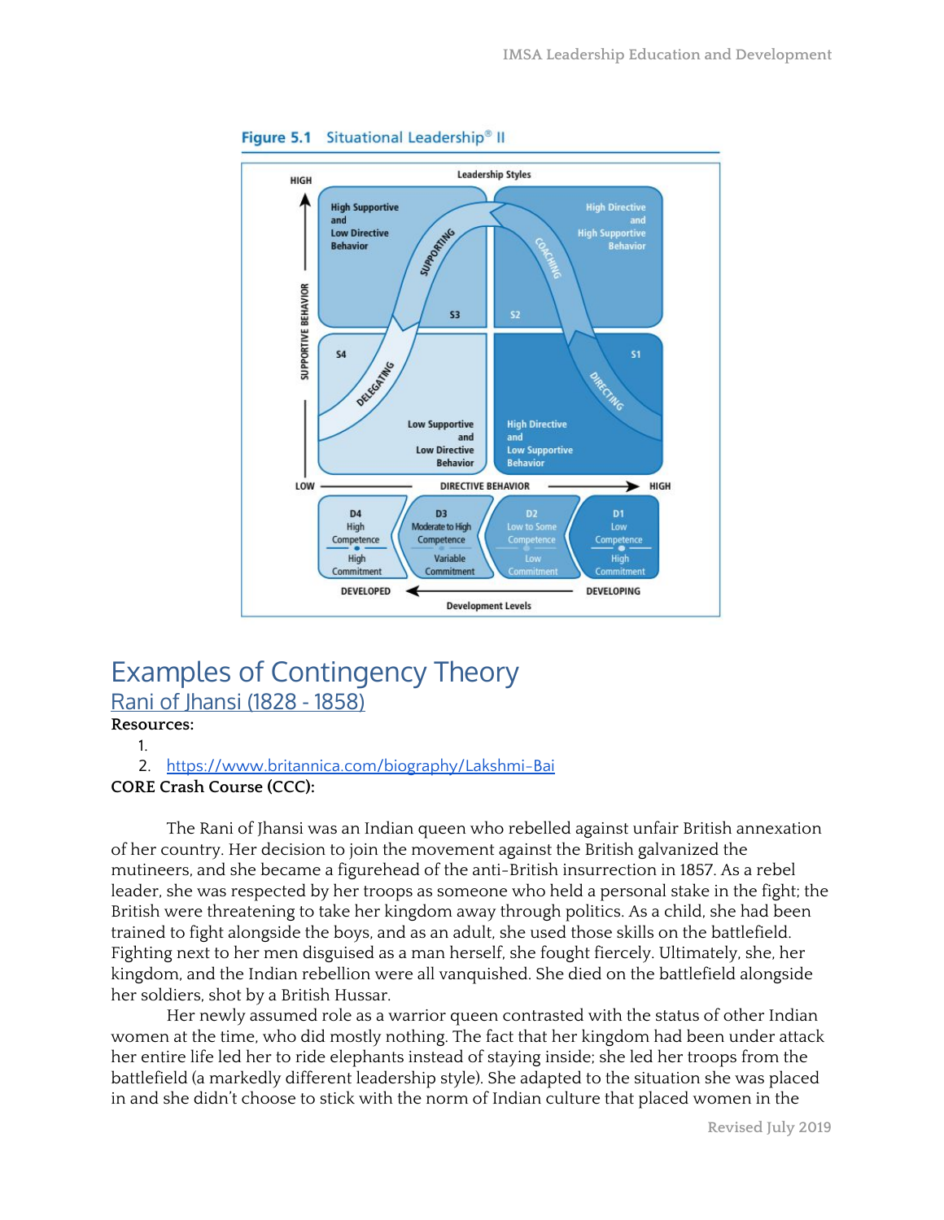**Figure 5.1** Situational Leadership® II

Leadership Styles

HIGH

SUPPORTIVE BEHAVIOR

High Supportive and Low Directive Behavior

SUPPORTING

S3

High Directive and High Supportive Behavior

COACHING

S2

S4

DELEGATING

Low Supportive and Low Directive Behavior

S1

DIRECTING

High Directive and Low Supportive Behavior

LOW — DIRECTIVE BEHAVIOR — HIGH

| D4 | D3 | D2 | D1 |
|---|---|---|---|
| High Competence | Moderate to High Competence | Low to Some Competence | Low Competence |
| High Commitment | Variable Commitment | Low Commitment | High Commitment |

DEVELOPED ← DEVELOPING

Development Levels

# Examples of Contingency Theory

## Rani of Jhansi (1828 - 1858)

**Resources:**

1. 
2. https://www.britannica.com/biography/Lakshmi-Bai

**CORE Crash Course (CCC):**

The Rani of Jhansi was an Indian queen who rebelled against unfair British annexation of her country. Her decision to join the movement against the British galvanized the mutineers, and she became a figurehead of the anti-British insurrection in 1857. As a rebel leader, she was respected by her troops as someone who held a personal stake in the fight; the British were threatening to take her kingdom away through politics. As a child, she had been trained to fight alongside the boys, and as an adult, she used those skills on the battlefield. Fighting next to her men disguised as a man herself, she fought fiercely. Ultimately, she, her kingdom, and the Indian rebellion were all vanquished. She died on the battlefield alongside her soldiers, shot by a British Hussar.

Her newly assumed role as a warrior queen contrasted with the status of other Indian women at the time, who did mostly nothing. The fact that her kingdom had been under attack her entire life led her to ride elephants instead of staying inside; she led her troops from the battlefield (a markedly different leadership style). She adapted to the situation she was placed in and she didn't choose to stick with the norm of Indian culture that placed women in the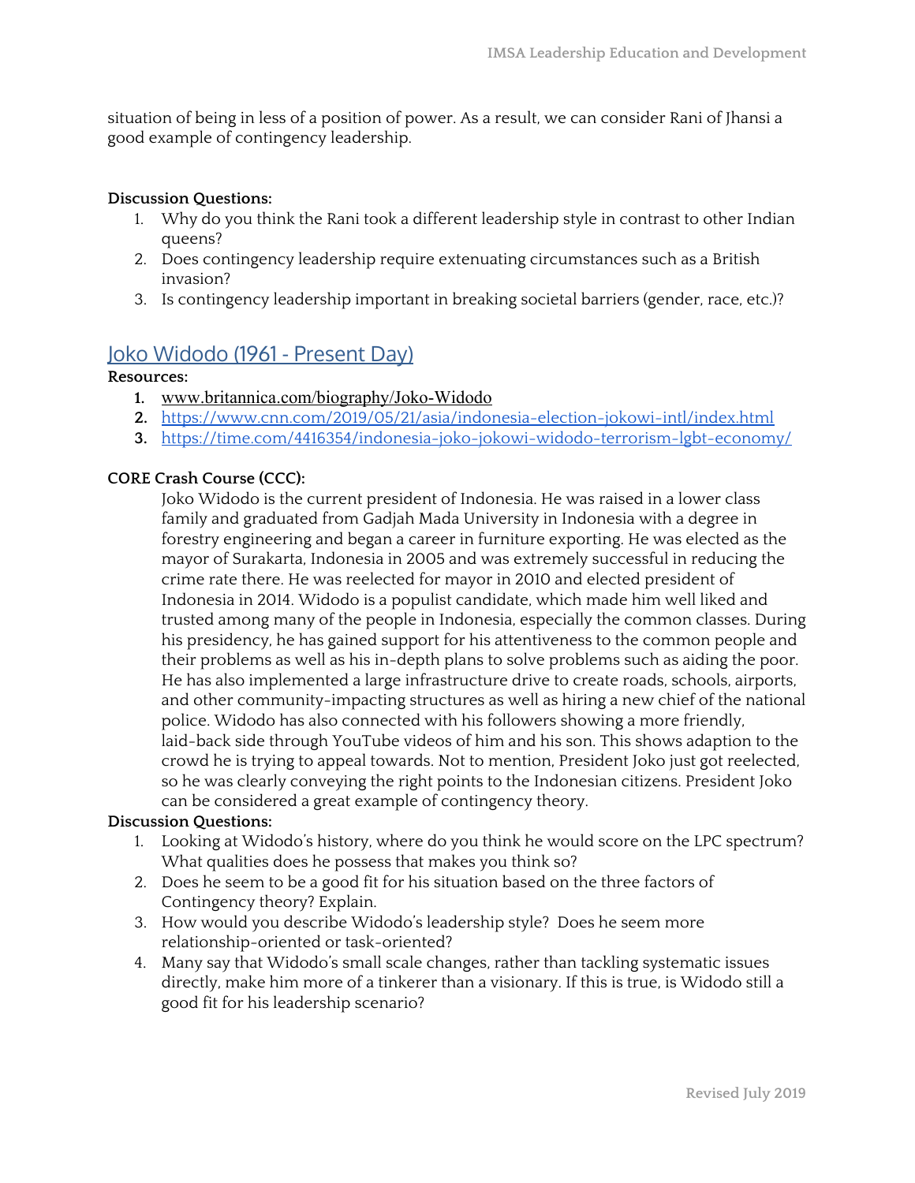situation of being in less of a position of power. As a result, we can consider Rani of Jhansi a good example of contingency leadership.

**Discussion Questions:**

1. Why do you think the Rani took a different leadership style in contrast to other Indian queens?
2. Does contingency leadership require extenuating circumstances such as a British invasion?
3. Is contingency leadership important in breaking societal barriers (gender, race, etc.)?

## Joko Widodo (1961 - Present Day)

**Resources:**

1. www.britannica.com/biography/Joko-Widodo
2. https://www.cnn.com/2019/05/21/asia/indonesia-election-jokowi-intl/index.html
3. https://time.com/4416354/indonesia-joko-jokowi-widodo-terrorism-lgbt-economy/

**CORE Crash Course (CCC):**

Joko Widodo is the current president of Indonesia. He was raised in a lower class family and graduated from Gadjah Mada University in Indonesia with a degree in forestry engineering and began a career in furniture exporting. He was elected as the mayor of Surakarta, Indonesia in 2005 and was extremely successful in reducing the crime rate there. He was reelected for mayor in 2010 and elected president of Indonesia in 2014. Widodo is a populist candidate, which made him well liked and trusted among many of the people in Indonesia, especially the common classes. During his presidency, he has gained support for his attentiveness to the common people and their problems as well as his in-depth plans to solve problems such as aiding the poor. He has also implemented a large infrastructure drive to create roads, schools, airports, and other community-impacting structures as well as hiring a new chief of the national police. Widodo has also connected with his followers showing a more friendly, laid-back side through YouTube videos of him and his son. This shows adaption to the crowd he is trying to appeal towards. Not to mention, President Joko just got reelected, so he was clearly conveying the right points to the Indonesian citizens. President Joko can be considered a great example of contingency theory.

**Discussion Questions:**

1. Looking at Widodo's history, where do you think he would score on the LPC spectrum? What qualities does he possess that makes you think so?
2. Does he seem to be a good fit for his situation based on the three factors of Contingency theory? Explain.
3. How would you describe Widodo's leadership style? Does he seem more relationship-oriented or task-oriented?
4. Many say that Widodo's small scale changes, rather than tackling systematic issues directly, make him more of a tinkerer than a visionary. If this is true, is Widodo still a good fit for his leadership scenario?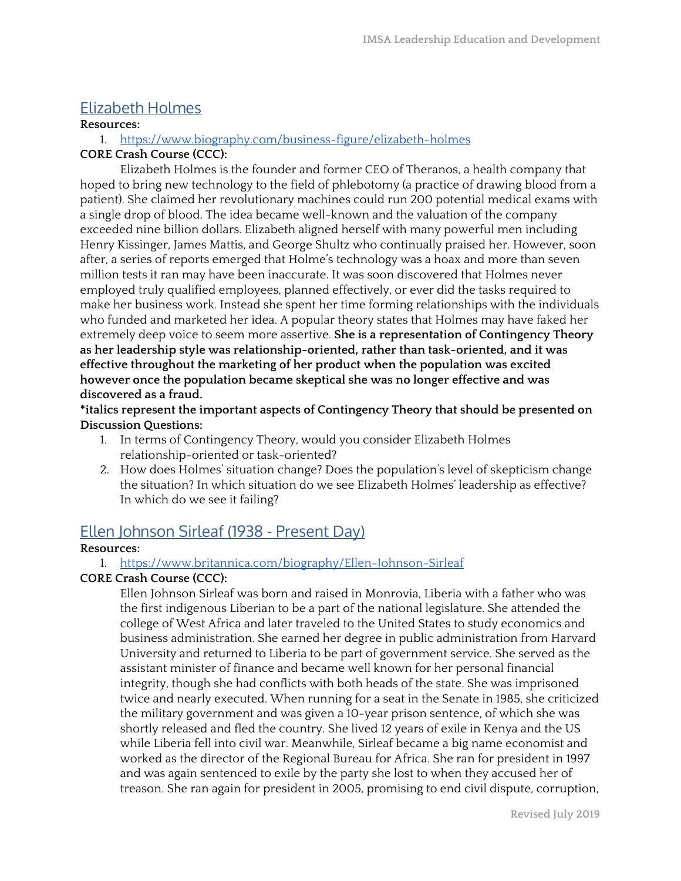## Elizabeth Holmes

**Resources:**

1. https://www.biography.com/business-figure/elizabeth-holmes

**CORE Crash Course (CCC):**

Elizabeth Holmes is the founder and former CEO of Theranos, a health company that hoped to bring new technology to the field of phlebotomy (a practice of drawing blood from a patient). She claimed her revolutionary machines could run 200 potential medical exams with a single drop of blood. The idea became well-known and the valuation of the company exceeded nine billion dollars. Elizabeth aligned herself with many powerful men including Henry Kissinger, James Mattis, and George Shultz who continually praised her. However, soon after, a series of reports emerged that Holme's technology was a hoax and more than seven million tests it ran may have been inaccurate. It was soon discovered that Holmes never employed truly qualified employees, planned effectively, or ever did the tasks required to make her business work. Instead she spent her time forming relationships with the individuals who funded and marketed her idea. A popular theory states that Holmes may have faked her extremely deep voice to seem more assertive. **She is a representation of Contingency Theory as her leadership style was relationship-oriented, rather than task-oriented, and it was effective throughout the marketing of her product when the population was excited however once the population became skeptical she was no longer effective and was discovered as a fraud.**

**\*italics represent the important aspects of Contingency Theory that should be presented on**

**Discussion Questions:**

1. In terms of Contingency Theory, would you consider Elizabeth Holmes relationship-oriented or task-oriented?
2. How does Holmes' situation change? Does the population's level of skepticism change the situation? In which situation do we see Elizabeth Holmes' leadership as effective? In which do we see it failing?

## Ellen Johnson Sirleaf (1938 - Present Day)

**Resources:**

1. https://www.britannica.com/biography/Ellen-Johnson-Sirleaf

**CORE Crash Course (CCC):**

Ellen Johnson Sirleaf was born and raised in Monrovia, Liberia with a father who was the first indigenous Liberian to be a part of the national legislature. She attended the college of West Africa and later traveled to the United States to study economics and business administration. She earned her degree in public administration from Harvard University and returned to Liberia to be part of government service. She served as the assistant minister of finance and became well known for her personal financial integrity, though she had conflicts with both heads of the state. She was imprisoned twice and nearly executed. When running for a seat in the Senate in 1985, she criticized the military government and was given a 10-year prison sentence, of which she was shortly released and fled the country. She lived 12 years of exile in Kenya and the US while Liberia fell into civil war. Meanwhile, Sirleaf became a big name economist and worked as the director of the Regional Bureau for Africa. She ran for president in 1997 and was again sentenced to exile by the party she lost to when they accused her of treason. She ran again for president in 2005, promising to end civil dispute, corruption,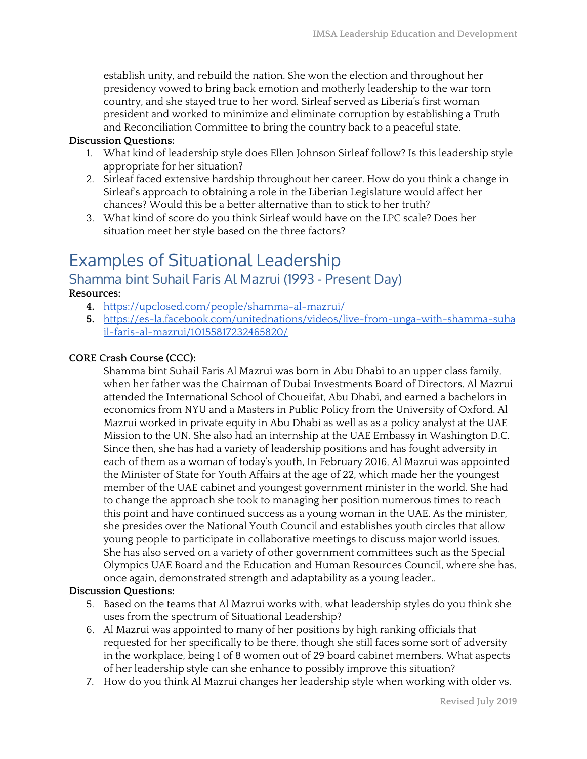establish unity, and rebuild the nation. She won the election and throughout her presidency vowed to bring back emotion and motherly leadership to the war torn country, and she stayed true to her word. Sirleaf served as Liberia's first woman president and worked to minimize and eliminate corruption by establishing a Truth and Reconciliation Committee to bring the country back to a peaceful state.

**Discussion Questions:**

1. What kind of leadership style does Ellen Johnson Sirleaf follow? Is this leadership style appropriate for her situation?
2. Sirleaf faced extensive hardship throughout her career. How do you think a change in Sirleaf's approach to obtaining a role in the Liberian Legislature would affect her chances? Would this be a better alternative than to stick to her truth?
3. What kind of score do you think Sirleaf would have on the LPC scale? Does her situation meet her style based on the three factors?

# Examples of Situational Leadership

## Shamma bint Suhail Faris Al Mazrui (1993 - Present Day)

**Resources:**

4. https://upclosed.com/people/shamma-al-mazrui/
5. https://es-la.facebook.com/unitednations/videos/live-from-unga-with-shamma-suhail-faris-al-mazrui/10155817232465820/

**CORE Crash Course (CCC):**

Shamma bint Suhail Faris Al Mazrui was born in Abu Dhabi to an upper class family, when her father was the Chairman of Dubai Investments Board of Directors. Al Mazrui attended the International School of Choueifat, Abu Dhabi, and earned a bachelors in economics from NYU and a Masters in Public Policy from the University of Oxford. Al Mazrui worked in private equity in Abu Dhabi as well as as a policy analyst at the UAE Mission to the UN. She also had an internship at the UAE Embassy in Washington D.C. Since then, she has had a variety of leadership positions and has fought adversity in each of them as a woman of today's youth, In February 2016, Al Mazrui was appointed the Minister of State for Youth Affairs at the age of 22, which made her the youngest member of the UAE cabinet and youngest government minister in the world. She had to change the approach she took to managing her position numerous times to reach this point and have continued success as a young woman in the UAE. As the minister, she presides over the National Youth Council and establishes youth circles that allow young people to participate in collaborative meetings to discuss major world issues. She has also served on a variety of other government committees such as the Special Olympics UAE Board and the Education and Human Resources Council, where she has, once again, demonstrated strength and adaptability as a young leader..

**Discussion Questions:**

5. Based on the teams that Al Mazrui works with, what leadership styles do you think she uses from the spectrum of Situational Leadership?
6. Al Mazrui was appointed to many of her positions by high ranking officials that requested for her specifically to be there, though she still faces some sort of adversity in the workplace, being 1 of 8 women out of 29 board cabinet members. What aspects of her leadership style can she enhance to possibly improve this situation?
7. How do you think Al Mazrui changes her leadership style when working with older vs.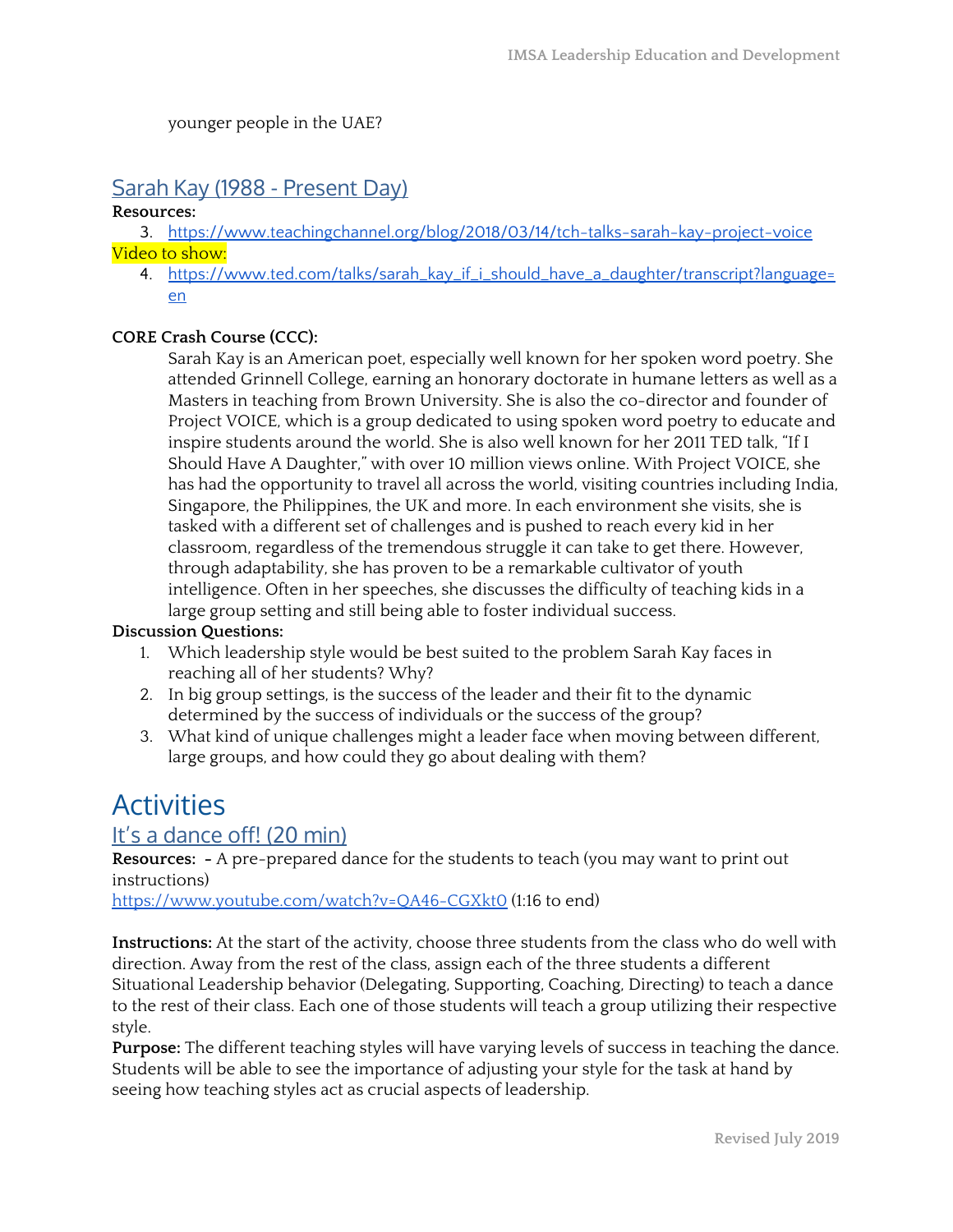younger people in the UAE?

## Sarah Kay (1988 - Present Day)

**Resources:**

3. https://www.teachingchannel.org/blog/2018/03/14/tch-talks-sarah-kay-project-voice

Video to show:

4. https://www.ted.com/talks/sarah_kay_if_i_should_have_a_daughter/transcript?language=en

**CORE Crash Course (CCC):**

Sarah Kay is an American poet, especially well known for her spoken word poetry. She attended Grinnell College, earning an honorary doctorate in humane letters as well as a Masters in teaching from Brown University. She is also the co-director and founder of Project VOICE, which is a group dedicated to using spoken word poetry to educate and inspire students around the world. She is also well known for her 2011 TED talk, "If I Should Have A Daughter," with over 10 million views online. With Project VOICE, she has had the opportunity to travel all across the world, visiting countries including India, Singapore, the Philippines, the UK and more. In each environment she visits, she is tasked with a different set of challenges and is pushed to reach every kid in her classroom, regardless of the tremendous struggle it can take to get there. However, through adaptability, she has proven to be a remarkable cultivator of youth intelligence. Often in her speeches, she discusses the difficulty of teaching kids in a large group setting and still being able to foster individual success.

**Discussion Questions:**

1. Which leadership style would be best suited to the problem Sarah Kay faces in reaching all of her students? Why?
2. In big group settings, is the success of the leader and their fit to the dynamic determined by the success of individuals or the success of the group?
3. What kind of unique challenges might a leader face when moving between different, large groups, and how could they go about dealing with them?

# Activities

## It's a dance off! (20 min)

**Resources:** - A pre-prepared dance for the students to teach (you may want to print out instructions)
https://www.youtube.com/watch?v=QA46-CGXkt0 (1:16 to end)

**Instructions:** At the start of the activity, choose three students from the class who do well with direction. Away from the rest of the class, assign each of the three students a different Situational Leadership behavior (Delegating, Supporting, Coaching, Directing) to teach a dance to the rest of their class. Each one of those students will teach a group utilizing their respective style.

**Purpose:** The different teaching styles will have varying levels of success in teaching the dance. Students will be able to see the importance of adjusting your style for the task at hand by seeing how teaching styles act as crucial aspects of leadership.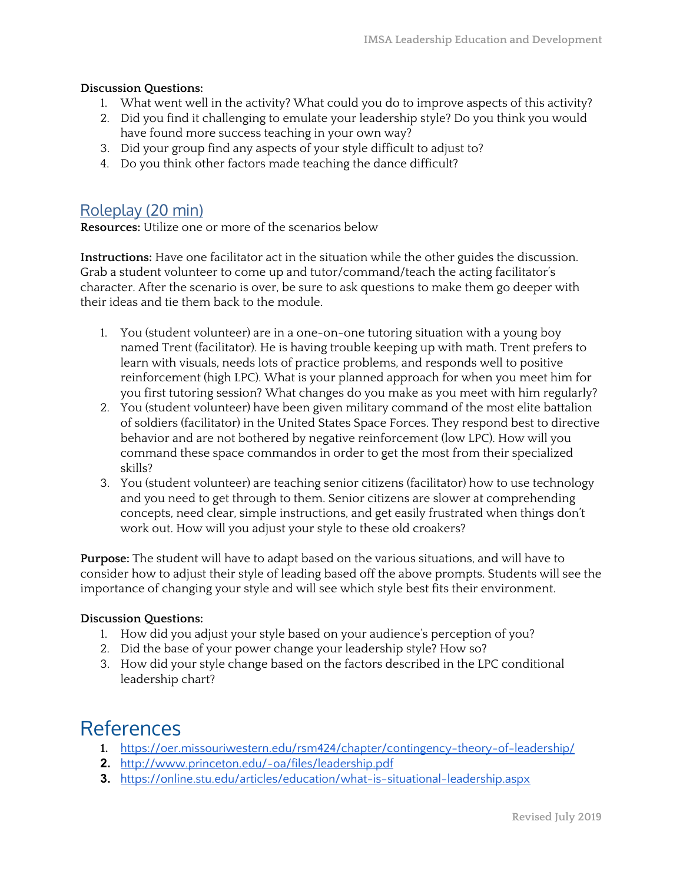**Discussion Questions:**

1. What went well in the activity? What could you do to improve aspects of this activity?
2. Did you find it challenging to emulate your leadership style? Do you think you would have found more success teaching in your own way?
3. Did your group find any aspects of your style difficult to adjust to?
4. Do you think other factors made teaching the dance difficult?

## Roleplay (20 min)

**Resources:** Utilize one or more of the scenarios below

**Instructions:** Have one facilitator act in the situation while the other guides the discussion. Grab a student volunteer to come up and tutor/command/teach the acting facilitator's character. After the scenario is over, be sure to ask questions to make them go deeper with their ideas and tie them back to the module.

1. You (student volunteer) are in a one-on-one tutoring situation with a young boy named Trent (facilitator). He is having trouble keeping up with math. Trent prefers to learn with visuals, needs lots of practice problems, and responds well to positive reinforcement (high LPC). What is your planned approach for when you meet him for you first tutoring session? What changes do you make as you meet with him regularly?
2. You (student volunteer) have been given military command of the most elite battalion of soldiers (facilitator) in the United States Space Forces. They respond best to directive behavior and are not bothered by negative reinforcement (low LPC). How will you command these space commandos in order to get the most from their specialized skills?
3. You (student volunteer) are teaching senior citizens (facilitator) how to use technology and you need to get through to them. Senior citizens are slower at comprehending concepts, need clear, simple instructions, and get easily frustrated when things don't work out. How will you adjust your style to these old croakers?

**Purpose:** The student will have to adapt based on the various situations, and will have to consider how to adjust their style of leading based off the above prompts. Students will see the importance of changing your style and will see which style best fits their environment.

**Discussion Questions:**

1. How did you adjust your style based on your audience's perception of you?
2. Did the base of your power change your leadership style? How so?
3. How did your style change based on the factors described in the LPC conditional leadership chart?

# References

1. https://oer.missouriwestern.edu/rsm424/chapter/contingency-theory-of-leadership/
2. http://www.princeton.edu/-oa/files/leadership.pdf
3. https://online.stu.edu/articles/education/what-is-situational-leadership.aspx

Revised July 2019